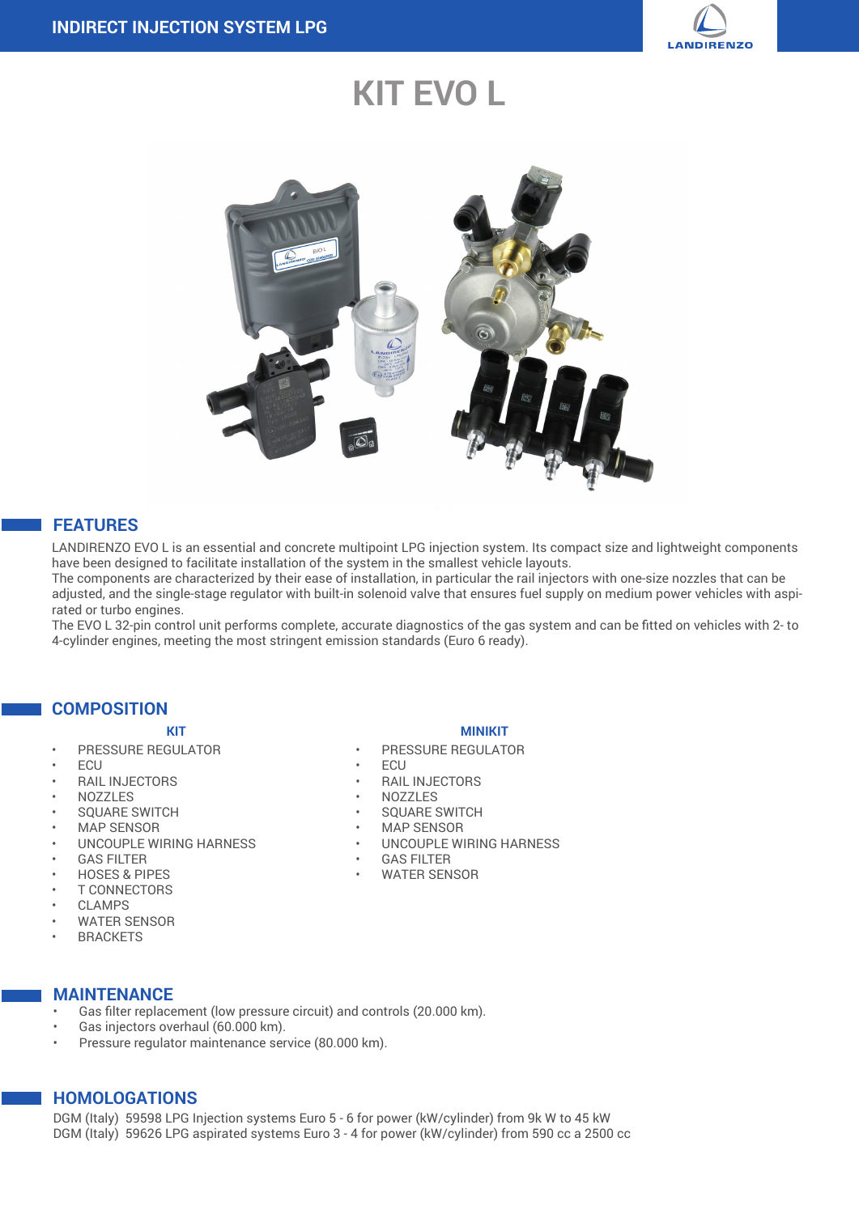INDIRECT INJECTION SYSTEM LPG

# KIT EVO L

## FEATURES

LANDIRENZO EVO L is an essential and concrete multipoint LPG injection system. Its compact size and lightweight components have been designed to facilitate installation of the system in the smallest vehicle layouts.
The components are characterized by their ease of installation, in particular the rail injectors with one-size nozzles that can be adjusted, and the single-stage regulator with built-in solenoid valve that ensures fuel supply on medium power vehicles with aspirated or turbo engines.
The EVO L 32-pin control unit performs complete, accurate diagnostics of the gas system and can be fitted on vehicles with 2- to 4-cylinder engines, meeting the most stringent emission standards (Euro 6 ready).

## COMPOSITION

### KIT

- PRESSURE REGULATOR
- ECU
- RAIL INJECTORS
- NOZZLES
- SQUARE SWITCH
- MAP SENSOR
- UNCOUPLE WIRING HARNESS
- GAS FILTER
- HOSES & PIPES
- T CONNECTORS
- CLAMPS
- WATER SENSOR
- BRACKETS

### MINIKIT

- PRESSURE REGULATOR
- ECU
- RAIL INJECTORS
- NOZZLES
- SQUARE SWITCH
- MAP SENSOR
- UNCOUPLE WIRING HARNESS
- GAS FILTER
- WATER SENSOR

## MAINTENANCE

- Gas filter replacement (low pressure circuit) and controls (20.000 km).
- Gas injectors overhaul (60.000 km).
- Pressure regulator maintenance service (80.000 km).

## HOMOLOGATIONS

DGM (Italy) 59598 LPG Injection systems Euro 5 - 6 for power (kW/cylinder) from 9k W to 45 kW
DGM (Italy) 59626 LPG aspirated systems Euro 3 - 4 for power (kW/cylinder) from 590 cc a 2500 cc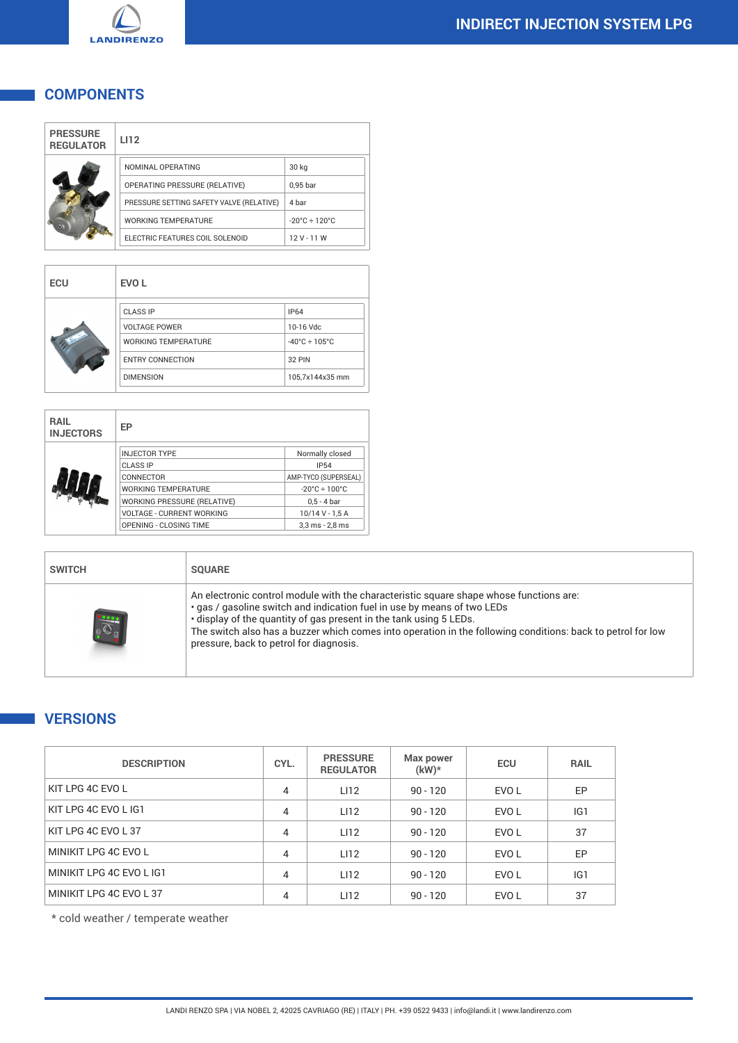## COMPONENTS

| PRESSURE REGULATOR | LI12 |
|---|---|
| NOMINAL OPERATING | 30 kg |
| OPERATING PRESSURE (RELATIVE) | 0,95 bar |
| PRESSURE SETTING SAFETY VALVE (RELATIVE) | 4 bar |
| WORKING TEMPERATURE | -20°C ÷ 120°C |
| ELECTRIC FEATURES COIL SOLENOID | 12 V - 11 W |

| ECU | EVO L |
|---|---|
| CLASS IP | IP64 |
| VOLTAGE POWER | 10-16 Vdc |
| WORKING TEMPERATURE | -40°C ÷ 105°C |
| ENTRY CONNECTION | 32 PIN |
| DIMENSION | 105,7x144x35 mm |

| RAIL INJECTORS | EP |
|---|---|
| INJECTOR TYPE | Normally closed |
| CLASS IP | IP54 |
| CONNECTOR | AMP-TYCO (SUPERSEAL) |
| WORKING TEMPERATURE | -20°C ÷ 100°C |
| WORKING PRESSURE (RELATIVE) | 0,5 - 4 bar |
| VOLTAGE - CURRENT WORKING | 10/14 V - 1,5 A |
| OPENING - CLOSING TIME | 3,3 ms - 2,8 ms |

| SWITCH | SQUARE |
|---|---|
| | An electronic control module with the characteristic square shape whose functions are:<br>• gas / gasoline switch and indication fuel in use by means of two LEDs<br>• display of the quantity of gas present in the tank using 5 LEDs.<br>The switch also has a buzzer which comes into operation in the following conditions: back to petrol for low pressure, back to petrol for diagnosis. |

## VERSIONS

| DESCRIPTION | CYL. | PRESSURE REGULATOR | Max power (kW)* | ECU | RAIL |
|---|---|---|---|---|---|
| KIT LPG 4C EVO L | 4 | LI12 | 90 - 120 | EVO L | EP |
| KIT LPG 4C EVO L IG1 | 4 | LI12 | 90 - 120 | EVO L | IG1 |
| KIT LPG 4C EVO L 37 | 4 | LI12 | 90 - 120 | EVO L | 37 |
| MINIKIT LPG 4C EVO L | 4 | LI12 | 90 - 120 | EVO L | EP |
| MINIKIT LPG 4C EVO L IG1 | 4 | LI12 | 90 - 120 | EVO L | IG1 |
| MINIKIT LPG 4C EVO L 37 | 4 | LI12 | 90 - 120 | EVO L | 37 |

* cold weather / temperate weather